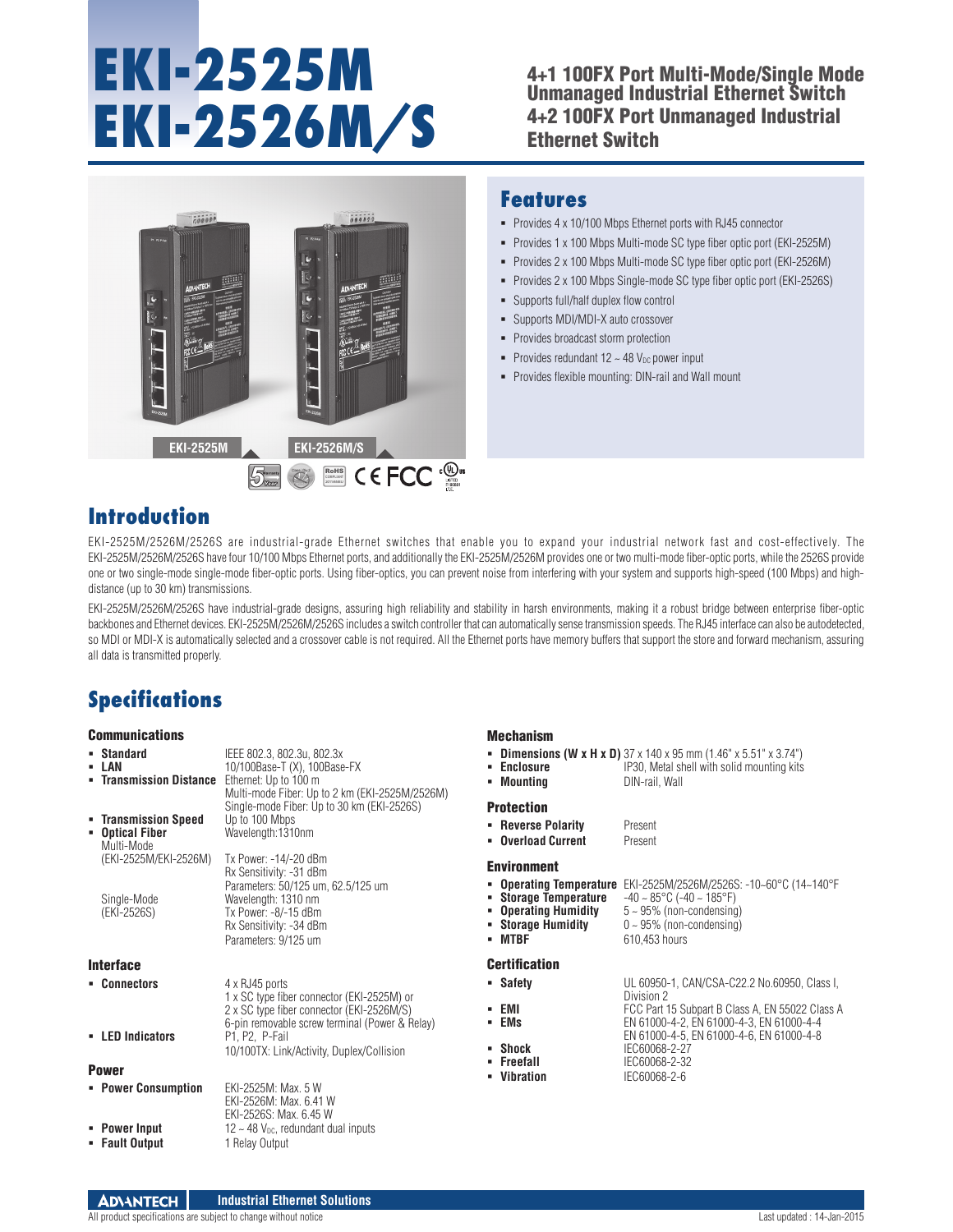# EKI-2525M
# EKI-2526M/S

**4+1 100FX Port Multi-Mode/Single Mode Unmanaged Industrial Ethernet Switch**
**4+2 100FX Port Unmanaged Industrial Ethernet Switch**

EKI-2525M

EKI-2526M/S

## Features

- Provides 4 x 10/100 Mbps Ethernet ports with RJ45 connector
- Provides 1 x 100 Mbps Multi-mode SC type fiber optic port (EKI-2525M)
- Provides 2 x 100 Mbps Multi-mode SC type fiber optic port (EKI-2526M)
- Provides 2 x 100 Mbps Single-mode SC type fiber optic port (EKI-2526S)
- Supports full/half duplex flow control
- Supports MDI/MDI-X auto crossover
- Provides broadcast storm protection
- Provides redundant 12 ~ 48 $V_{DC}$ power input
- Provides flexible mounting: DIN-rail and Wall mount

## Introduction

EKI-2525M/2526M/2526S are industrial-grade Ethernet switches that enable you to expand your industrial network fast and cost-effectively. The EKI-2525M/2526M/2526S have four 10/100 Mbps Ethernet ports, and additionally the EKI-2525M/2526M provides one or two multi-mode fiber-optic ports, while the 2526S provide one or two single-mode single-mode fiber-optic ports. Using fiber-optics, you can prevent noise from interfering with your system and supports high-speed (100 Mbps) and high-distance (up to 30 km) transmissions.

EKI-2525M/2526M/2526S have industrial-grade designs, assuring high reliability and stability in harsh environments, making it a robust bridge between enterprise fiber-optic backbones and Ethernet devices. EKI-2525M/2526M/2526S includes a switch controller that can automatically sense transmission speeds. The RJ45 interface can also be autodetected, so MDI or MDI-X is automatically selected and a crossover cable is not required. All the Ethernet ports have memory buffers that support the store and forward mechanism, assuring all data is transmitted properly.

## Specifications

### Communications

- **Standard**: IEEE 802.3, 802.3u, 802.3x
- **LAN**: 10/100Base-T (X), 100Base-FX
- **Transmission Distance**: Ethernet: Up to 100 m
  Multi-mode Fiber: Up to 2 km (EKI-2525M/2526M)
  Single-mode Fiber: Up to 30 km (EKI-2526S)
- **Transmission Speed**: Up to 100 Mbps
- **Optical Fiber**: Wavelength:1310nm
  - Multi-Mode (EKI-2525M/EKI-2526M): Tx Power: -14/-20 dBm
    Rx Sensitivity: -31 dBm
    Parameters: 50/125 um, 62.5/125 um
  - Single-Mode (EKI-2526S): Wavelength: 1310 nm
    Tx Power: -8/-15 dBm
    Rx Sensitivity: -34 dBm
    Parameters: 9/125 um

### Interface

- **Connectors**: 4 x RJ45 ports
  1 x SC type fiber connector (EKI-2525M) or
  2 x SC type fiber connector (EKI-2526M/S)
  6-pin removable screw terminal (Power & Relay)
- **LED Indicators**: P1, P2, P-Fail
  10/100TX: Link/Activity, Duplex/Collision

### Power

- **Power Consumption**: EKI-2525M: Max. 5 W
  EKI-2526M: Max. 6.41 W
  EKI-2526S: Max. 6.45 W
- **Power Input**: 12 ~ 48 $V_{DC}$, redundant dual inputs
- **Fault Output**: 1 Relay Output

### Mechanism

- **Dimensions (W x H x D)**: 37 x 140 x 95 mm (1.46" x 5.51" x 3.74")
- **Enclosure**: IP30, Metal shell with solid mounting kits
- **Mounting**: DIN-rail, Wall

### Protection

- **Reverse Polarity**: Present
- **Overload Current**: Present

### Environment

- **Operating Temperature**: EKI-2525M/2526M/2526S: -10~60°C (14~140°F
- **Storage Temperature**: -40 ~ 85°C (-40 ~ 185°F)
- **Operating Humidity**: 5 ~ 95% (non-condensing)
- **Storage Humidity**: 0 ~ 95% (non-condensing)
- **MTBF**: 610,453 hours

### Certification

- **Safety**: UL 60950-1, CAN/CSA-C22.2 No.60950, Class I, Division 2
- **EMI**: FCC Part 15 Subpart B Class A, EN 55022 Class A
- **EMs**: EN 61000-4-2, EN 61000-4-3, EN 61000-4-4
  EN 61000-4-5, EN 61000-4-6, EN 61000-4-8
- **Shock**: IEC60068-2-27
- **Freefall**: IEC60068-2-32
- **Vibration**: IEC60068-2-6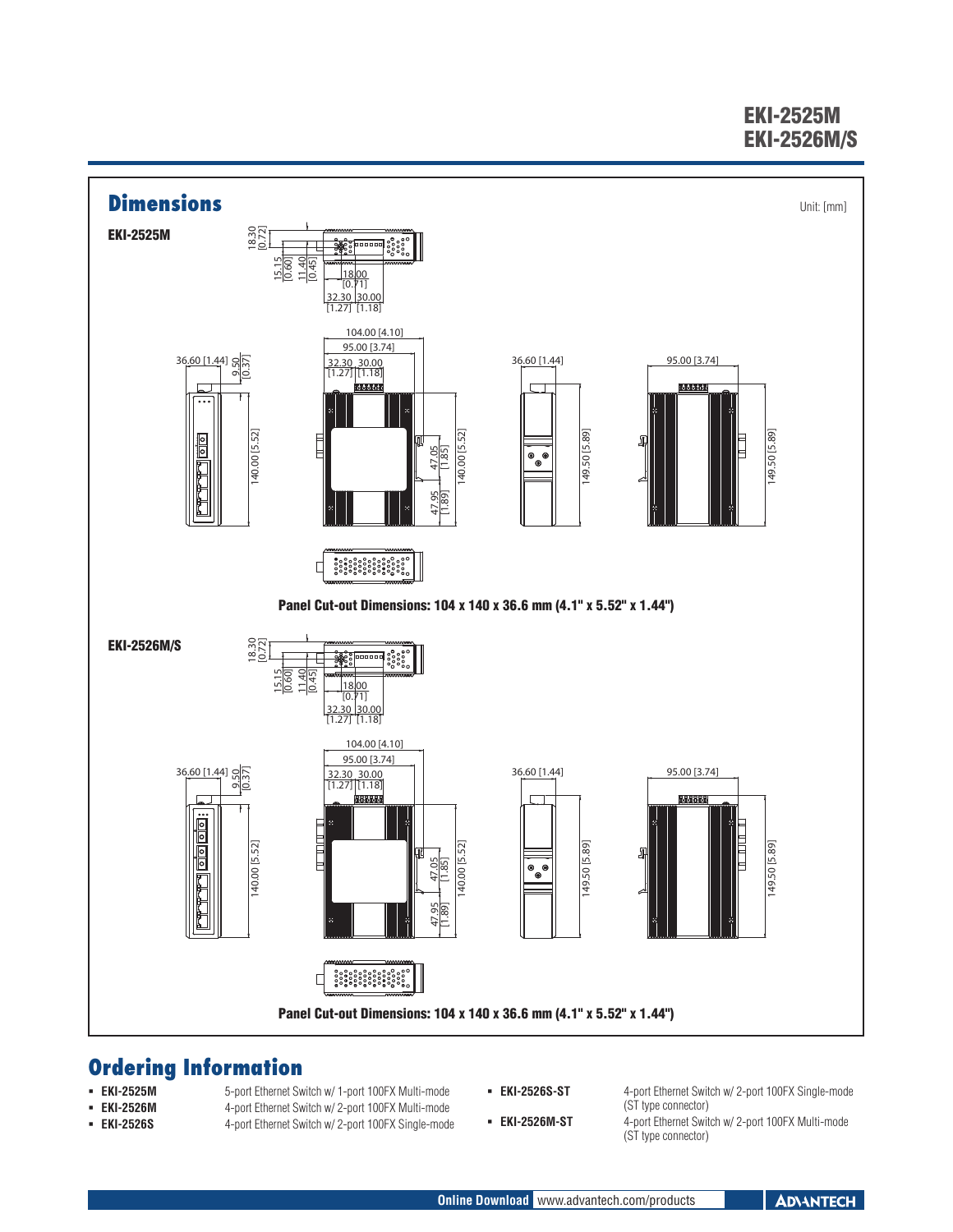## Dimensions

Unit: [mm]

### EKI-2525M

18.30 [0.72]
15.15 [0.60]
11.40 [0.45]
18.00 [0.71]
32.30 [1.27]
30.00 [1.18]
104.00 [4.10]
95.00 [3.74]
36.60 [1.44]
9.50 [0.37]
140.00 [5.52]
47.05 [1.85]
47.95 [1.89]
149.50 [5.89]

**Panel Cut-out Dimensions: 104 x 140 x 36.6 mm (4.1" x 5.52" x 1.44")**

### EKI-2526M/S

18.30 [0.72]
15.15 [0.60]
11.40 [0.45]
18.00 [0.71]
32.30 [1.27]
30.00 [1.18]
104.00 [4.10]
95.00 [3.74]
36.60 [1.44]
9.50 [0.37]
140.00 [5.52]
47.05 [1.85]
47.95 [1.89]
149.50 [5.89]

**Panel Cut-out Dimensions: 104 x 140 x 36.6 mm (4.1" x 5.52" x 1.44")**

## Ordering Information

- **EKI-2525M** 5-port Ethernet Switch w/ 1-port 100FX Multi-mode
- **EKI-2526M** 4-port Ethernet Switch w/ 2-port 100FX Multi-mode
- **EKI-2526S** 4-port Ethernet Switch w/ 2-port 100FX Single-mode
- **EKI-2526S-ST** 4-port Ethernet Switch w/ 2-port 100FX Single-mode (ST type connector)
- **EKI-2526M-ST** 4-port Ethernet Switch w/ 2-port 100FX Multi-mode (ST type connector)